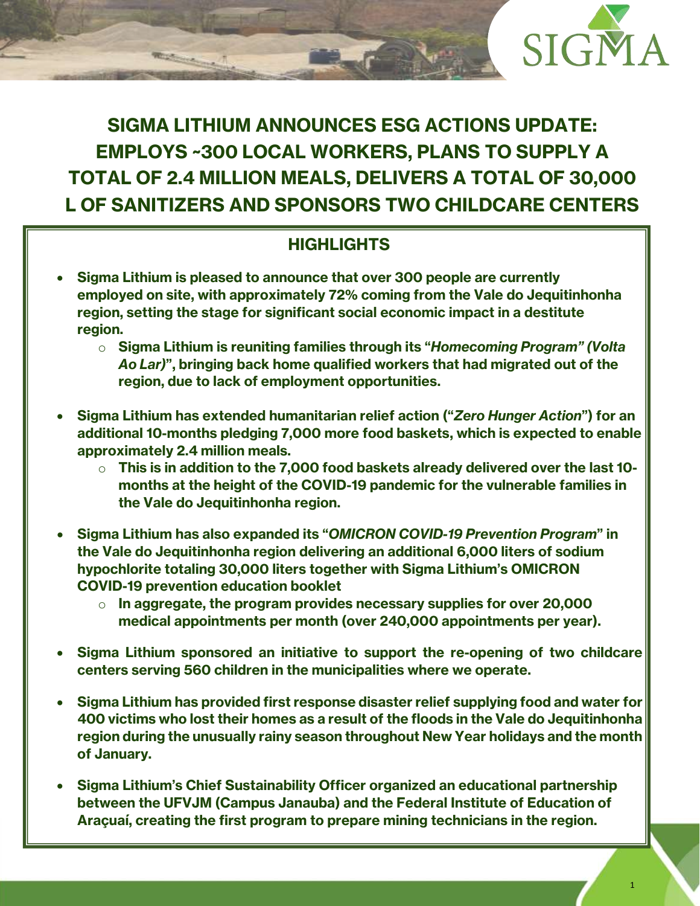# SIGMA LITHIUM ANNOUNCES ESG ACTIONS UPDATE: EMPLOYS ~300 LOCAL WORKERS, PLANS TO SUPPLY A TOTAL OF 2.4 MILLION MEALS, DELIVERS A TOTAL OF 30,000 L OF SANITIZERS AND SPONSORS TWO CHILDCARE CENTERS

## HIGHLIGHTS

- **Sigma Lithium is pleased to announce that over 300 people are currently employed on site, with approximately 72% coming from the Vale do Jequitinhonha region, setting the stage for significant social economic impact in a destitute region.**
  - **Sigma Lithium is reuniting families through its "*Homecoming Program" (Volta Ao Lar)*", bringing back home qualified workers that had migrated out of the region, due to lack of employment opportunities.**

- **Sigma Lithium has extended humanitarian relief action ("*Zero Hunger Action*") for an additional 10-months pledging 7,000 more food baskets, which is expected to enable approximately 2.4 million meals.**
  - **This is in addition to the 7,000 food baskets already delivered over the last 10-months at the height of the COVID-19 pandemic for the vulnerable families in the Vale do Jequitinhonha region.**

- **Sigma Lithium has also expanded its "*OMICRON COVID-19 Prevention Program*" in the Vale do Jequitinhonha region delivering an additional 6,000 liters of sodium hypochlorite totaling 30,000 liters together with Sigma Lithium's OMICRON COVID-19 prevention education booklet**
  - **In aggregate, the program provides necessary supplies for over 20,000 medical appointments per month (over 240,000 appointments per year).**

- **Sigma Lithium sponsored an initiative to support the re-opening of two childcare centers serving 560 children in the municipalities where we operate.**

- **Sigma Lithium has provided first response disaster relief supplying food and water for 400 victims who lost their homes as a result of the floods in the Vale do Jequitinhonha region during the unusually rainy season throughout New Year holidays and the month of January.**

- **Sigma Lithium's Chief Sustainability Officer organized an educational partnership between the UFVJM (Campus Janauba) and the Federal Institute of Education of Araçuaí, creating the first program to prepare mining technicians in the region.**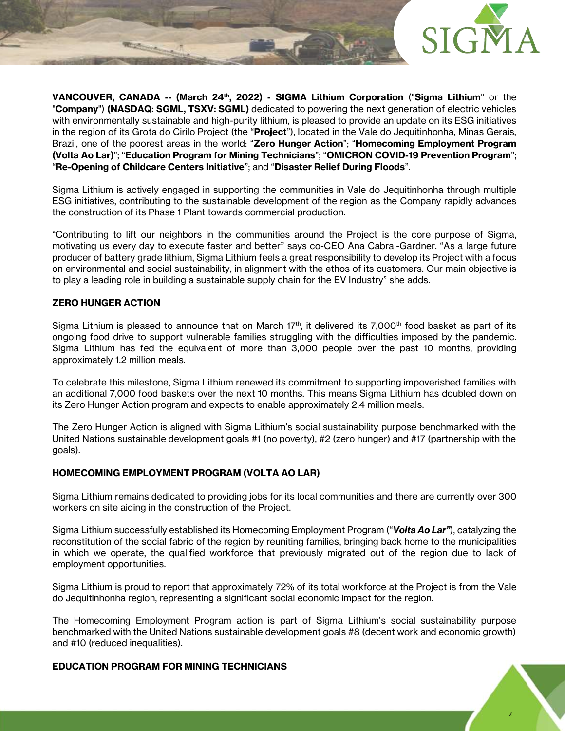**VANCOUVER, CANADA -- (March 24th, 2022) - SIGMA Lithium Corporation** ("**Sigma Lithium**" or the "**Company**") **(NASDAQ: SGML, TSXV: SGML)** dedicated to powering the next generation of electric vehicles with environmentally sustainable and high-purity lithium, is pleased to provide an update on its ESG initiatives in the region of its Grota do Cirilo Project (the "**Project**"), located in the Vale do Jequitinhonha, Minas Gerais, Brazil, one of the poorest areas in the world: "**Zero Hunger Action**"; "**Homecoming Employment Program (Volta Ao Lar)**"; "**Education Program for Mining Technicians**"; "**OMICRON COVID-19 Prevention Program**"; "**Re-Opening of Childcare Centers Initiative**"; and "**Disaster Relief During Floods**".

Sigma Lithium is actively engaged in supporting the communities in Vale do Jequitinhonha through multiple ESG initiatives, contributing to the sustainable development of the region as the Company rapidly advances the construction of its Phase 1 Plant towards commercial production.

"Contributing to lift our neighbors in the communities around the Project is the core purpose of Sigma, motivating us every day to execute faster and better" says co-CEO Ana Cabral-Gardner. "As a large future producer of battery grade lithium, Sigma Lithium feels a great responsibility to develop its Project with a focus on environmental and social sustainability, in alignment with the ethos of its customers. Our main objective is to play a leading role in building a sustainable supply chain for the EV Industry" she adds.

## ZERO HUNGER ACTION

Sigma Lithium is pleased to announce that on March 17th, it delivered its 7,000th food basket as part of its ongoing food drive to support vulnerable families struggling with the difficulties imposed by the pandemic. Sigma Lithium has fed the equivalent of more than 3,000 people over the past 10 months, providing approximately 1.2 million meals.

To celebrate this milestone, Sigma Lithium renewed its commitment to supporting impoverished families with an additional 7,000 food baskets over the next 10 months. This means Sigma Lithium has doubled down on its Zero Hunger Action program and expects to enable approximately 2.4 million meals.

The Zero Hunger Action is aligned with Sigma Lithium's social sustainability purpose benchmarked with the United Nations sustainable development goals #1 (no poverty), #2 (zero hunger) and #17 (partnership with the goals).

## HOMECOMING EMPLOYMENT PROGRAM (VOLTA AO LAR)

Sigma Lithium remains dedicated to providing jobs for its local communities and there are currently over 300 workers on site aiding in the construction of the Project.

Sigma Lithium successfully established its Homecoming Employment Program ("***Volta Ao Lar"***), catalyzing the reconstitution of the social fabric of the region by reuniting families, bringing back home to the municipalities in which we operate, the qualified workforce that previously migrated out of the region due to lack of employment opportunities.

Sigma Lithium is proud to report that approximately 72% of its total workforce at the Project is from the Vale do Jequitinhonha region, representing a significant social economic impact for the region.

The Homecoming Employment Program action is part of Sigma Lithium's social sustainability purpose benchmarked with the United Nations sustainable development goals #8 (decent work and economic growth) and #10 (reduced inequalities).

## EDUCATION PROGRAM FOR MINING TECHNICIANS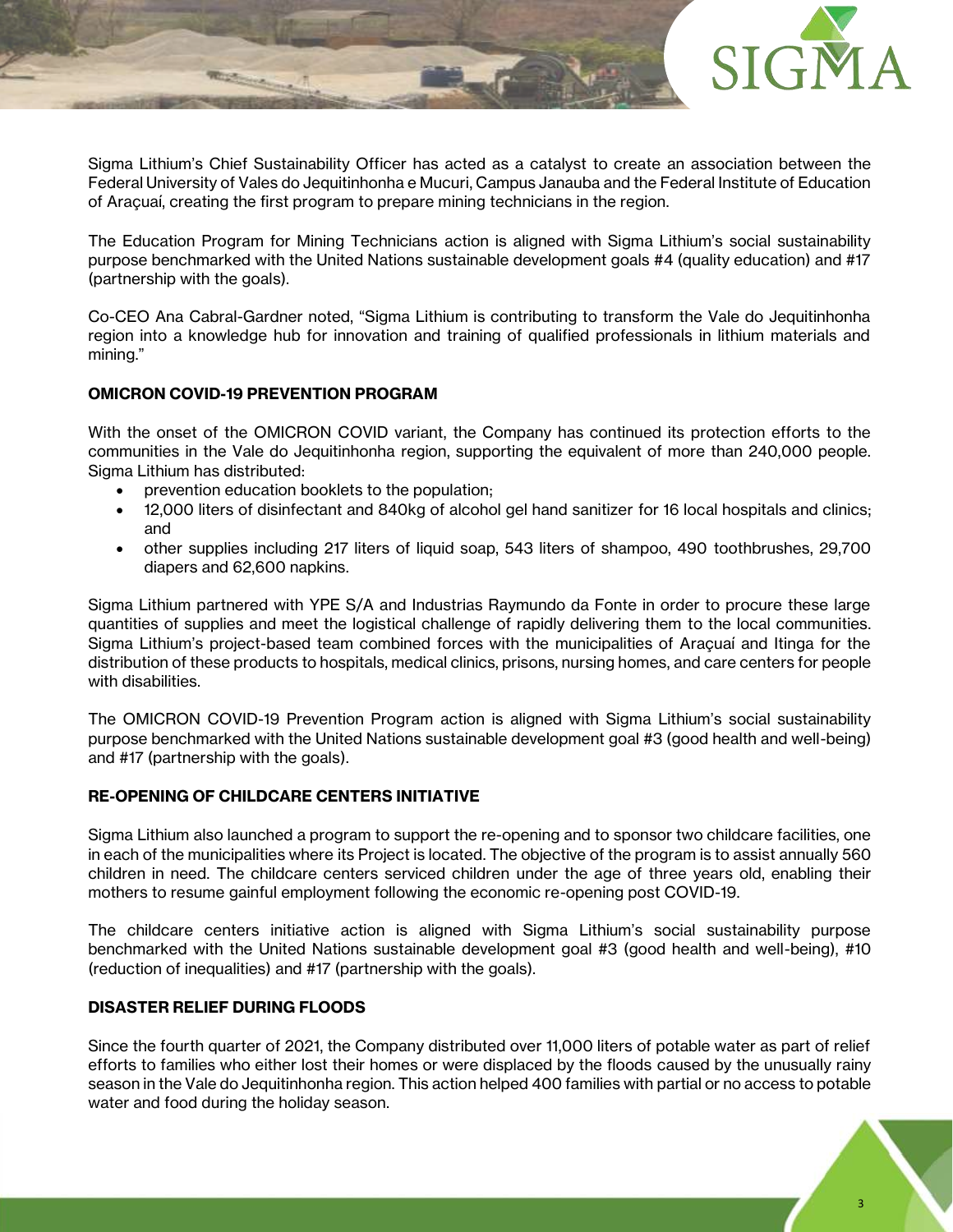Sigma Lithium's Chief Sustainability Officer has acted as a catalyst to create an association between the Federal University of Vales do Jequitinhonha e Mucuri, Campus Janauba and the Federal Institute of Education of Araçuaí, creating the first program to prepare mining technicians in the region.

The Education Program for Mining Technicians action is aligned with Sigma Lithium's social sustainability purpose benchmarked with the United Nations sustainable development goals #4 (quality education) and #17 (partnership with the goals).

Co-CEO Ana Cabral-Gardner noted, "Sigma Lithium is contributing to transform the Vale do Jequitinhonha region into a knowledge hub for innovation and training of qualified professionals in lithium materials and mining."

**OMICRON COVID-19 PREVENTION PROGRAM**

With the onset of the OMICRON COVID variant, the Company has continued its protection efforts to the communities in the Vale do Jequitinhonha region, supporting the equivalent of more than 240,000 people. Sigma Lithium has distributed:

- prevention education booklets to the population;
- 12,000 liters of disinfectant and 840kg of alcohol gel hand sanitizer for 16 local hospitals and clinics; and
- other supplies including 217 liters of liquid soap, 543 liters of shampoo, 490 toothbrushes, 29,700 diapers and 62,600 napkins.

Sigma Lithium partnered with YPE S/A and Industrias Raymundo da Fonte in order to procure these large quantities of supplies and meet the logistical challenge of rapidly delivering them to the local communities. Sigma Lithium's project-based team combined forces with the municipalities of Araçuaí and Itinga for the distribution of these products to hospitals, medical clinics, prisons, nursing homes, and care centers for people with disabilities.

The OMICRON COVID-19 Prevention Program action is aligned with Sigma Lithium's social sustainability purpose benchmarked with the United Nations sustainable development goal #3 (good health and well-being) and #17 (partnership with the goals).

**RE-OPENING OF CHILDCARE CENTERS INITIATIVE**

Sigma Lithium also launched a program to support the re-opening and to sponsor two childcare facilities, one in each of the municipalities where its Project is located. The objective of the program is to assist annually 560 children in need. The childcare centers serviced children under the age of three years old, enabling their mothers to resume gainful employment following the economic re-opening post COVID-19.

The childcare centers initiative action is aligned with Sigma Lithium's social sustainability purpose benchmarked with the United Nations sustainable development goal #3 (good health and well-being), #10 (reduction of inequalities) and #17 (partnership with the goals).

**DISASTER RELIEF DURING FLOODS**

Since the fourth quarter of 2021, the Company distributed over 11,000 liters of potable water as part of relief efforts to families who either lost their homes or were displaced by the floods caused by the unusually rainy season in the Vale do Jequitinhonha region. This action helped 400 families with partial or no access to potable water and food during the holiday season.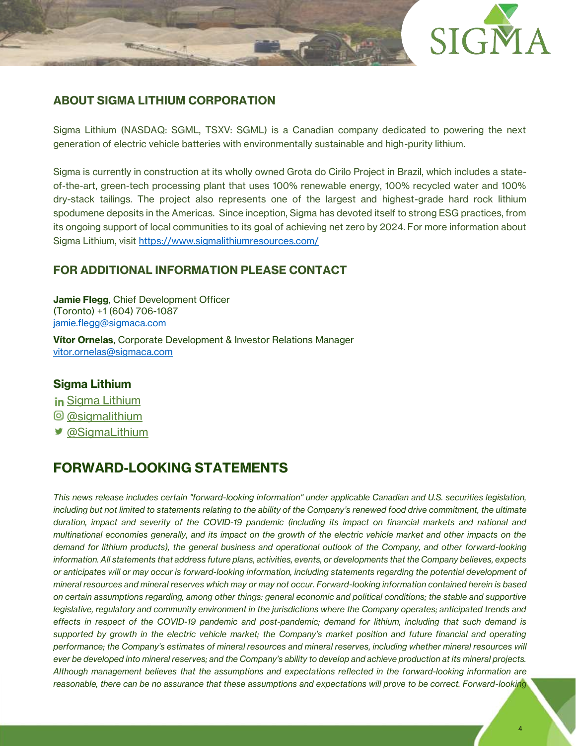## ABOUT SIGMA LITHIUM CORPORATION

Sigma Lithium (NASDAQ: SGML, TSXV: SGML) is a Canadian company dedicated to powering the next generation of electric vehicle batteries with environmentally sustainable and high-purity lithium.

Sigma is currently in construction at its wholly owned Grota do Cirilo Project in Brazil, which includes a state-of-the-art, green-tech processing plant that uses 100% renewable energy, 100% recycled water and 100% dry-stack tailings. The project also represents one of the largest and highest-grade hard rock lithium spodumene deposits in the Americas. Since inception, Sigma has devoted itself to strong ESG practices, from its ongoing support of local communities to its goal of achieving net zero by 2024. For more information about Sigma Lithium, visit https://www.sigmalithiumresources.com/

## FOR ADDITIONAL INFORMATION PLEASE CONTACT

**Jamie Flegg**, Chief Development Officer
(Toronto) +1 (604) 706-1087
jamie.flegg@sigmaca.com

**Vítor Ornelas**, Corporate Development & Investor Relations Manager
vitor.ornelas@sigmaca.com

### Sigma Lithium

Sigma Lithium
@sigmalithium
@SigmaLithium

## FORWARD-LOOKING STATEMENTS

*This news release includes certain "forward-looking information" under applicable Canadian and U.S. securities legislation, including but not limited to statements relating to the ability of the Company's renewed food drive commitment, the ultimate duration, impact and severity of the COVID-19 pandemic (including its impact on financial markets and national and multinational economies generally, and its impact on the growth of the electric vehicle market and other impacts on the demand for lithium products), the general business and operational outlook of the Company, and other forward-looking information. All statements that address future plans, activities, events, or developments that the Company believes, expects or anticipates will or may occur is forward-looking information, including statements regarding the potential development of mineral resources and mineral reserves which may or may not occur. Forward-looking information contained herein is based on certain assumptions regarding, among other things: general economic and political conditions; the stable and supportive legislative, regulatory and community environment in the jurisdictions where the Company operates; anticipated trends and effects in respect of the COVID-19 pandemic and post-pandemic; demand for lithium, including that such demand is supported by growth in the electric vehicle market; the Company's market position and future financial and operating performance; the Company's estimates of mineral resources and mineral reserves, including whether mineral resources will ever be developed into mineral reserves; and the Company's ability to develop and achieve production at its mineral projects. Although management believes that the assumptions and expectations reflected in the forward-looking information are reasonable, there can be no assurance that these assumptions and expectations will prove to be correct. Forward-looking*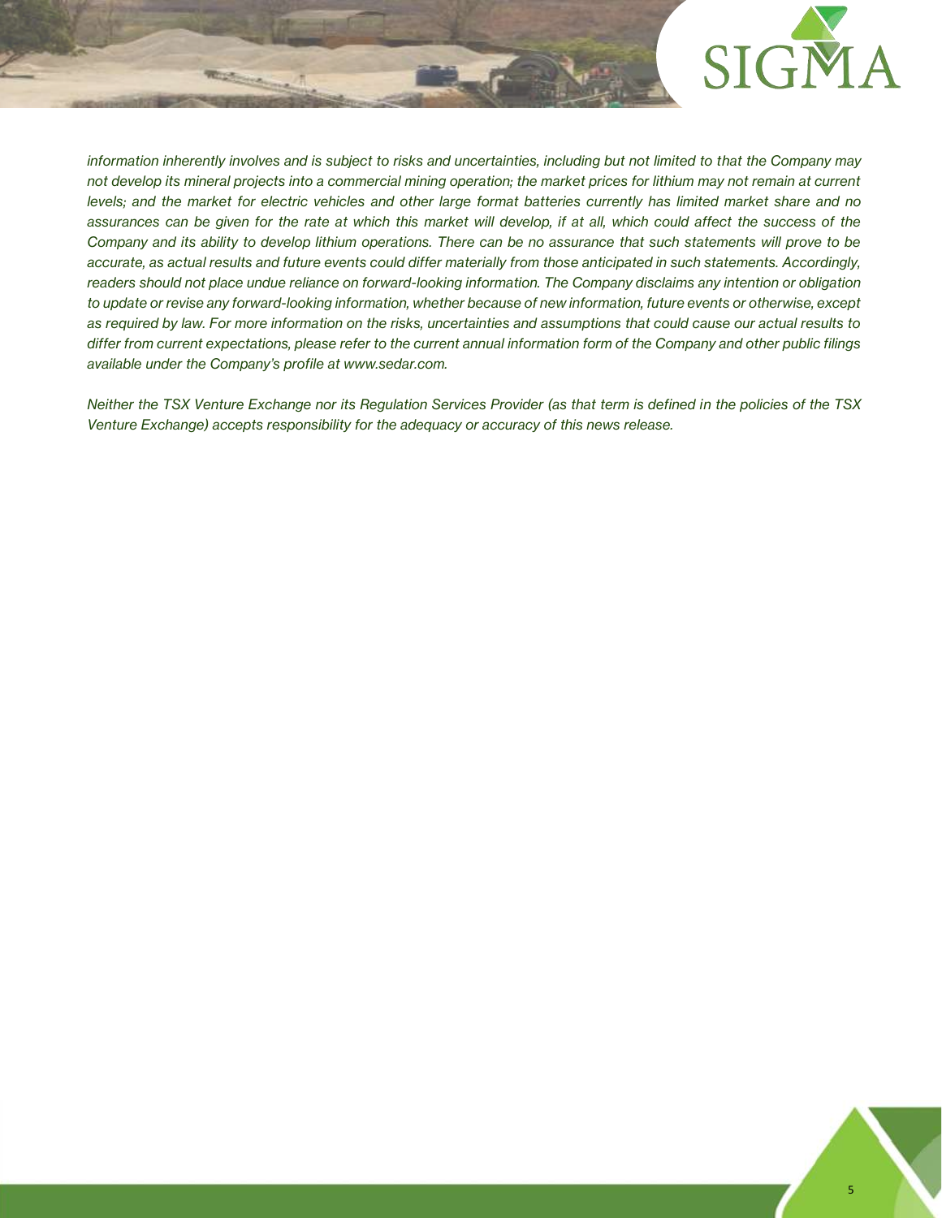*information inherently involves and is subject to risks and uncertainties, including but not limited to that the Company may not develop its mineral projects into a commercial mining operation; the market prices for lithium may not remain at current levels; and the market for electric vehicles and other large format batteries currently has limited market share and no assurances can be given for the rate at which this market will develop, if at all, which could affect the success of the Company and its ability to develop lithium operations. There can be no assurance that such statements will prove to be accurate, as actual results and future events could differ materially from those anticipated in such statements. Accordingly, readers should not place undue reliance on forward-looking information. The Company disclaims any intention or obligation to update or revise any forward-looking information, whether because of new information, future events or otherwise, except as required by law. For more information on the risks, uncertainties and assumptions that could cause our actual results to differ from current expectations, please refer to the current annual information form of the Company and other public filings available under the Company's profile at www.sedar.com.*

*Neither the TSX Venture Exchange nor its Regulation Services Provider (as that term is defined in the policies of the TSX Venture Exchange) accepts responsibility for the adequacy or accuracy of this news release.*